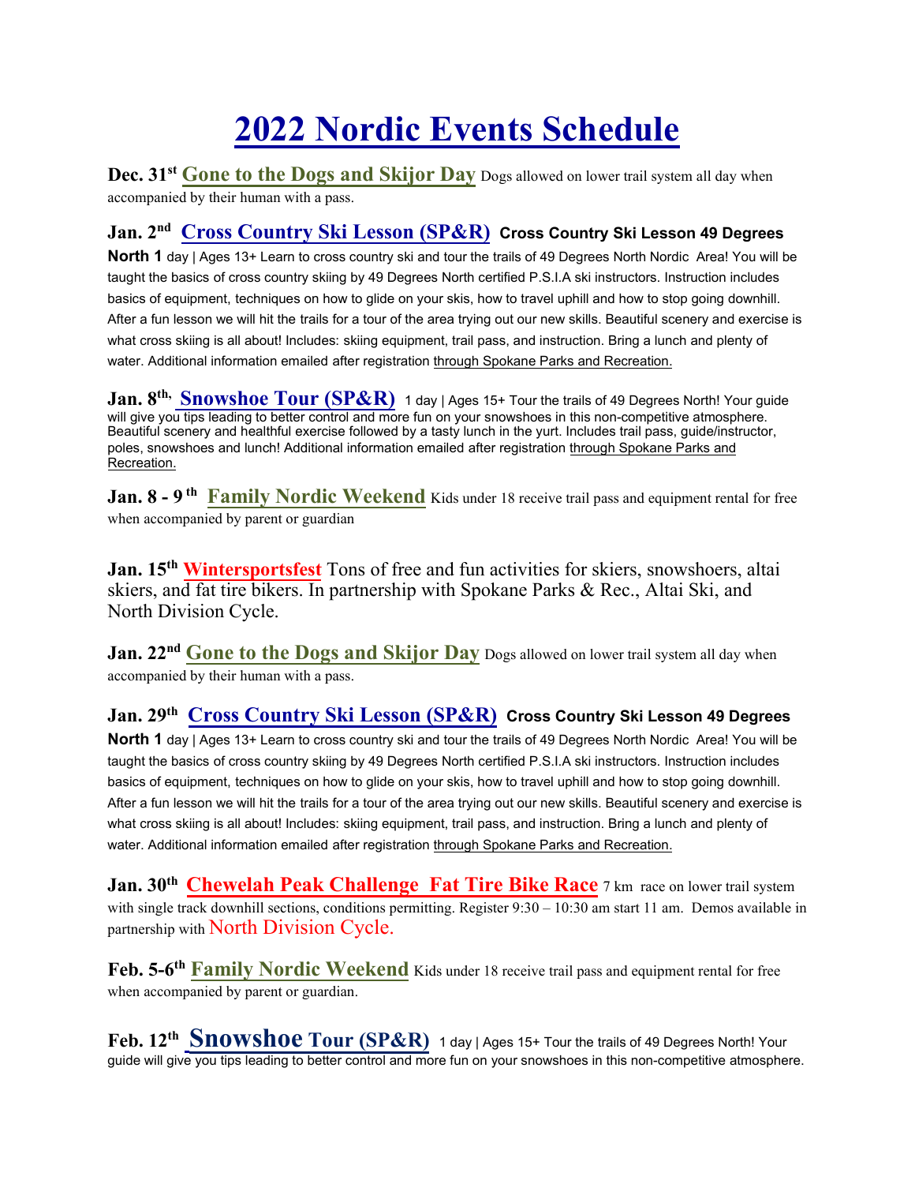# 2022 Nordic Events Schedule

**Dec. 31st** **Gone to the Dogs and Skijor Day** Dogs allowed on lower trail system all day when accompanied by their human with a pass.

**Jan. 2nd** **Cross Country Ski Lesson (SP&R)** **Cross Country Ski Lesson 49 Degrees North 1** day | Ages 13+ Learn to cross country ski and tour the trails of 49 Degrees North Nordic Area! You will be taught the basics of cross country skiing by 49 Degrees North certified P.S.I.A ski instructors. Instruction includes basics of equipment, techniques on how to glide on your skis, how to travel uphill and how to stop going downhill. After a fun lesson we will hit the trails for a tour of the area trying out our new skills. Beautiful scenery and exercise is what cross skiing is all about! Includes: skiing equipment, trail pass, and instruction. Bring a lunch and plenty of water. Additional information emailed after registration through Spokane Parks and Recreation.

**Jan. 8th,** **Snowshoe Tour (SP&R)** 1 day | Ages 15+ Tour the trails of 49 Degrees North! Your guide will give you tips leading to better control and more fun on your snowshoes in this non-competitive atmosphere. Beautiful scenery and healthful exercise followed by a tasty lunch in the yurt. Includes trail pass, guide/instructor, poles, snowshoes and lunch! Additional information emailed after registration through Spokane Parks and Recreation.

**Jan. 8 - 9th** **Family Nordic Weekend** Kids under 18 receive trail pass and equipment rental for free when accompanied by parent or guardian

**Jan. 15th** **Wintersportsfest** Tons of free and fun activities for skiers, snowshoers, altai skiers, and fat tire bikers. In partnership with Spokane Parks & Rec., Altai Ski, and North Division Cycle.

**Jan. 22nd** **Gone to the Dogs and Skijor Day** Dogs allowed on lower trail system all day when accompanied by their human with a pass.

**Jan. 29th** **Cross Country Ski Lesson (SP&R)** **Cross Country Ski Lesson 49 Degrees North 1** day | Ages 13+ Learn to cross country ski and tour the trails of 49 Degrees North Nordic Area! You will be taught the basics of cross country skiing by 49 Degrees North certified P.S.I.A ski instructors. Instruction includes basics of equipment, techniques on how to glide on your skis, how to travel uphill and how to stop going downhill. After a fun lesson we will hit the trails for a tour of the area trying out our new skills. Beautiful scenery and exercise is what cross skiing is all about! Includes: skiing equipment, trail pass, and instruction. Bring a lunch and plenty of water. Additional information emailed after registration through Spokane Parks and Recreation.

**Jan. 30th** **Chewelah Peak Challenge Fat Tire Bike Race** 7 km race on lower trail system with single track downhill sections, conditions permitting. Register 9:30 – 10:30 am start 11 am. Demos available in partnership with North Division Cycle.

**Feb. 5-6th** **Family Nordic Weekend** Kids under 18 receive trail pass and equipment rental for free when accompanied by parent or guardian.

**Feb. 12th** **Snowshoe Tour (SP&R)** 1 day | Ages 15+ Tour the trails of 49 Degrees North! Your guide will give you tips leading to better control and more fun on your snowshoes in this non-competitive atmosphere.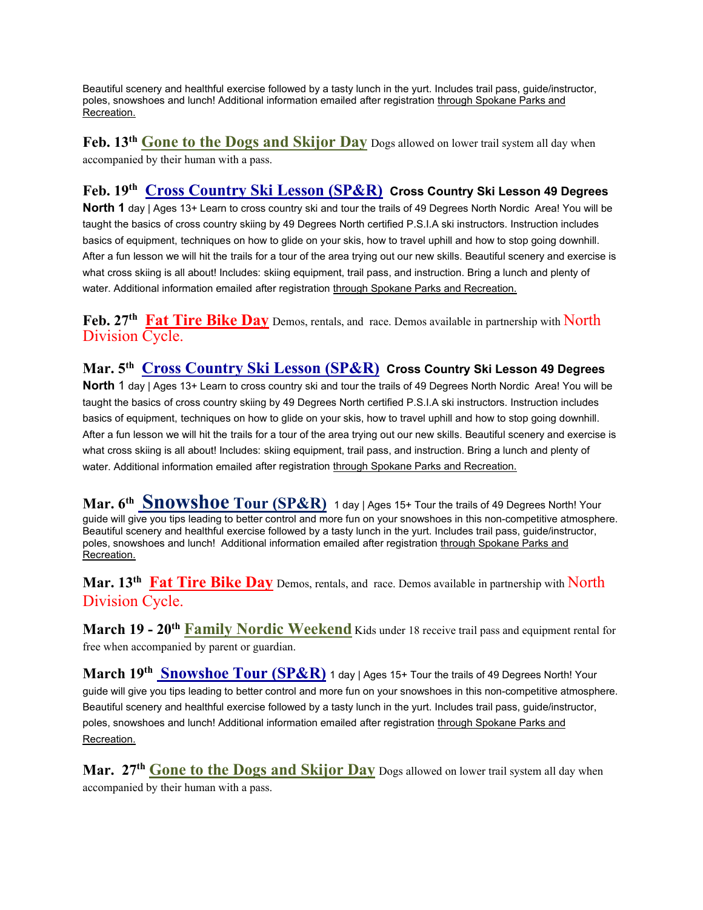Beautiful scenery and healthful exercise followed by a tasty lunch in the yurt. Includes trail pass, guide/instructor, poles, snowshoes and lunch! Additional information emailed after registration through Spokane Parks and Recreation.

**Feb. 13th Gone to the Dogs and Skijor Day** Dogs allowed on lower trail system all day when accompanied by their human with a pass.

**Feb. 19th Cross Country Ski Lesson (SP&R) Cross Country Ski Lesson 49 Degrees North 1** day | Ages 13+ Learn to cross country ski and tour the trails of 49 Degrees North Nordic Area! You will be taught the basics of cross country skiing by 49 Degrees North certified P.S.I.A ski instructors. Instruction includes basics of equipment, techniques on how to glide on your skis, how to travel uphill and how to stop going downhill. After a fun lesson we will hit the trails for a tour of the area trying out our new skills. Beautiful scenery and exercise is what cross skiing is all about! Includes: skiing equipment, trail pass, and instruction. Bring a lunch and plenty of water. Additional information emailed after registration through Spokane Parks and Recreation.

**Feb. 27th Fat Tire Bike Day** Demos, rentals, and race. Demos available in partnership with North Division Cycle.

**Mar. 5th Cross Country Ski Lesson (SP&R) Cross Country Ski Lesson 49 Degrees North** 1 day | Ages 13+ Learn to cross country ski and tour the trails of 49 Degrees North Nordic Area! You will be taught the basics of cross country skiing by 49 Degrees North certified P.S.I.A ski instructors. Instruction includes basics of equipment, techniques on how to glide on your skis, how to travel uphill and how to stop going downhill. After a fun lesson we will hit the trails for a tour of the area trying out our new skills. Beautiful scenery and exercise is what cross skiing is all about! Includes: skiing equipment, trail pass, and instruction. Bring a lunch and plenty of water. Additional information emailed after registration through Spokane Parks and Recreation.

**Mar. 6th Snowshoe Tour (SP&R)** 1 day | Ages 15+ Tour the trails of 49 Degrees North! Your guide will give you tips leading to better control and more fun on your snowshoes in this non-competitive atmosphere. Beautiful scenery and healthful exercise followed by a tasty lunch in the yurt. Includes trail pass, guide/instructor, poles, snowshoes and lunch! Additional information emailed after registration through Spokane Parks and Recreation.

**Mar. 13th Fat Tire Bike Day** Demos, rentals, and race. Demos available in partnership with North Division Cycle.

**March 19 - 20th Family Nordic Weekend** Kids under 18 receive trail pass and equipment rental for free when accompanied by parent or guardian.

**March 19th Snowshoe Tour (SP&R)** 1 day | Ages 15+ Tour the trails of 49 Degrees North! Your guide will give you tips leading to better control and more fun on your snowshoes in this non-competitive atmosphere. Beautiful scenery and healthful exercise followed by a tasty lunch in the yurt. Includes trail pass, guide/instructor, poles, snowshoes and lunch! Additional information emailed after registration through Spokane Parks and Recreation.

**Mar. 27th Gone to the Dogs and Skijor Day** Dogs allowed on lower trail system all day when accompanied by their human with a pass.